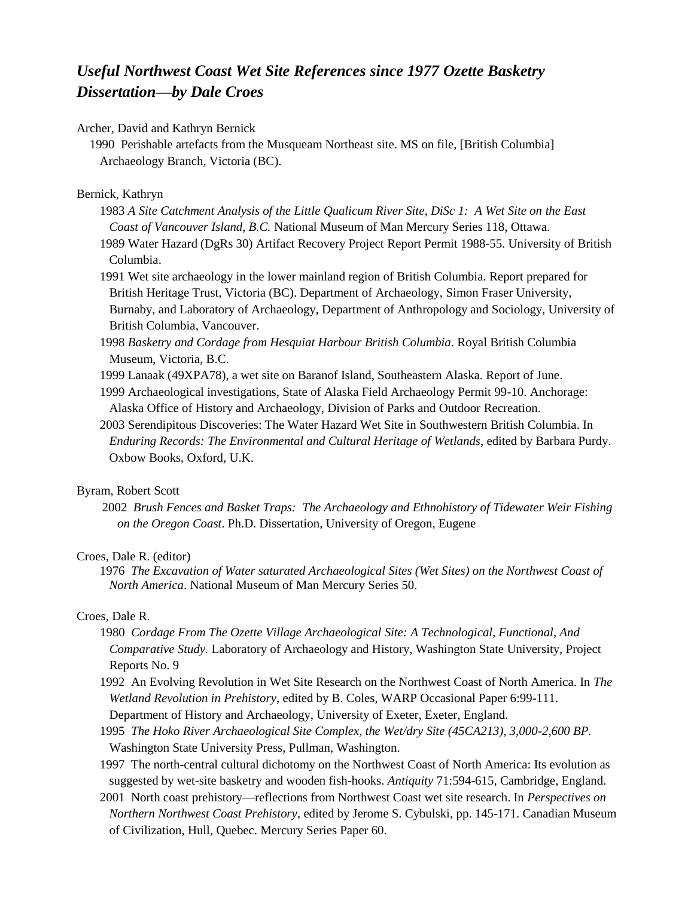# *Useful Northwest Coast Wet Site References since 1977 Ozette Basketry Dissertation—by Dale Croes*

Archer, David and Kathryn Bernick

1990 Perishable artefacts from the Musqueam Northeast site. MS on file, [British Columbia] Archaeology Branch, Victoria (BC).

Bernick, Kathryn

1983 *A Site Catchment Analysis of the Little Qualicum River Site, DiSc 1: A Wet Site on the East Coast of Vancouver Island, B.C.* National Museum of Man Mercury Series 118, Ottawa.

1989 Water Hazard (DgRs 30) Artifact Recovery Project Report Permit 1988-55. University of British Columbia.

1991 Wet site archaeology in the lower mainland region of British Columbia. Report prepared for British Heritage Trust, Victoria (BC). Department of Archaeology, Simon Fraser University, Burnaby, and Laboratory of Archaeology, Department of Anthropology and Sociology, University of British Columbia, Vancouver.

1998 *Basketry and Cordage from Hesquiat Harbour British Columbia*. Royal British Columbia Museum, Victoria, B.C.

1999 Lanaak (49XPA78), a wet site on Baranof Island, Southeastern Alaska. Report of June.

1999 Archaeological investigations, State of Alaska Field Archaeology Permit 99-10. Anchorage: Alaska Office of History and Archaeology, Division of Parks and Outdoor Recreation.

2003 Serendipitous Discoveries: The Water Hazard Wet Site in Southwestern British Columbia. In *Enduring Records: The Environmental and Cultural Heritage of Wetlands*, edited by Barbara Purdy. Oxbow Books, Oxford, U.K.

Byram, Robert Scott

2002 *Brush Fences and Basket Traps: The Archaeology and Ethnohistory of Tidewater Weir Fishing on the Oregon Coast*. Ph.D. Dissertation, University of Oregon, Eugene

Croes, Dale R. (editor)

1976 *The Excavation of Water saturated Archaeological Sites (Wet Sites) on the Northwest Coast of North America*. National Museum of Man Mercury Series 50.

Croes, Dale R.

1980 *Cordage From The Ozette Village Archaeological Site: A Technological, Functional, And Comparative Study.* Laboratory of Archaeology and History, Washington State University, Project Reports No. 9

1992 An Evolving Revolution in Wet Site Research on the Northwest Coast of North America. In *The Wetland Revolution in Prehistory,* edited by B. Coles, WARP Occasional Paper 6:99-111. Department of History and Archaeology, University of Exeter, Exeter, England.

1995 *The Hoko River Archaeological Site Complex, the Wet/dry Site (45CA213), 3,000-2,600 BP*. Washington State University Press, Pullman, Washington.

1997 The north-central cultural dichotomy on the Northwest Coast of North America: Its evolution as suggested by wet-site basketry and wooden fish-hooks. *Antiquity* 71:594-615, Cambridge, England.

2001 North coast prehistory—reflections from Northwest Coast wet site research. In *Perspectives on Northern Northwest Coast Prehistory*, edited by Jerome S. Cybulski, pp. 145-171. Canadian Museum of Civilization, Hull, Quebec. Mercury Series Paper 60.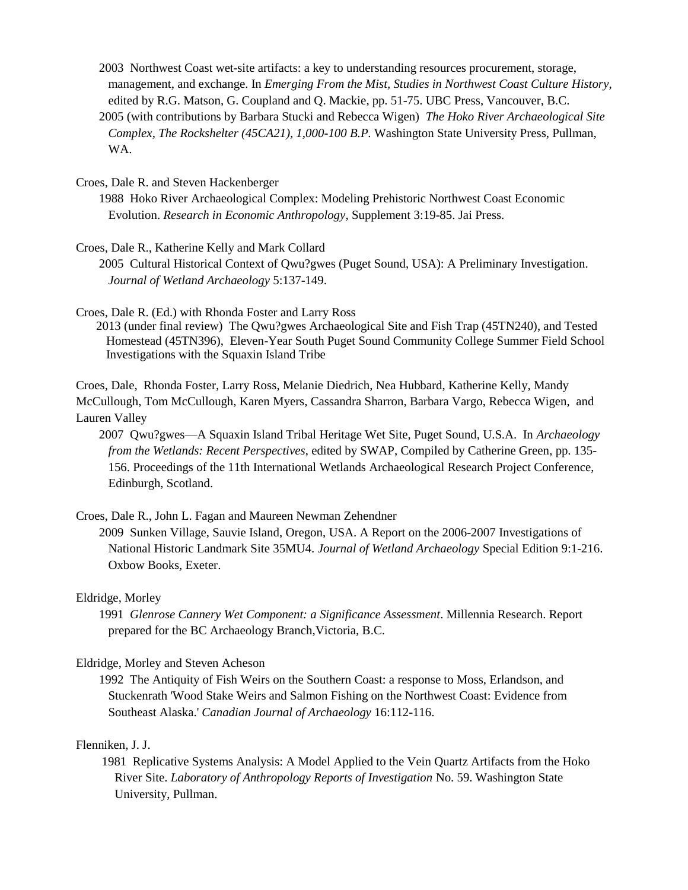2003 Northwest Coast wet-site artifacts: a key to understanding resources procurement, storage, management, and exchange. In *Emerging From the Mist, Studies in Northwest Coast Culture History*, edited by R.G. Matson, G. Coupland and Q. Mackie, pp. 51-75. UBC Press, Vancouver, B.C.

2005 (with contributions by Barbara Stucki and Rebecca Wigen) *The Hoko River Archaeological Site Complex, The Rockshelter (45CA21), 1,000-100 B.P.* Washington State University Press, Pullman, WA.

Croes, Dale R. and Steven Hackenberger

1988 Hoko River Archaeological Complex: Modeling Prehistoric Northwest Coast Economic Evolution. *Research in Economic Anthropology*, Supplement 3:19-85. Jai Press.

Croes, Dale R., Katherine Kelly and Mark Collard

2005 Cultural Historical Context of Qwu?gwes (Puget Sound, USA): A Preliminary Investigation. *Journal of Wetland Archaeology* 5:137-149.

Croes, Dale R. (Ed.) with Rhonda Foster and Larry Ross

2013 (under final review) The Qwu?gwes Archaeological Site and Fish Trap (45TN240), and Tested Homestead (45TN396), Eleven-Year South Puget Sound Community College Summer Field School Investigations with the Squaxin Island Tribe

Croes, Dale, Rhonda Foster, Larry Ross, Melanie Diedrich, Nea Hubbard, Katherine Kelly, Mandy McCullough, Tom McCullough, Karen Myers, Cassandra Sharron, Barbara Vargo, Rebecca Wigen, and Lauren Valley

2007 Qwu?gwes—A Squaxin Island Tribal Heritage Wet Site, Puget Sound, U.S.A. In *Archaeology from the Wetlands: Recent Perspectives*, edited by SWAP, Compiled by Catherine Green, pp. 135-156. Proceedings of the 11th International Wetlands Archaeological Research Project Conference, Edinburgh, Scotland.

Croes, Dale R., John L. Fagan and Maureen Newman Zehendner

2009 Sunken Village, Sauvie Island, Oregon, USA. A Report on the 2006-2007 Investigations of National Historic Landmark Site 35MU4. *Journal of Wetland Archaeology* Special Edition 9:1-216. Oxbow Books, Exeter.

Eldridge, Morley

1991 *Glenrose Cannery Wet Component: a Significance Assessment*. Millennia Research. Report prepared for the BC Archaeology Branch,Victoria, B.C.

Eldridge, Morley and Steven Acheson

1992 The Antiquity of Fish Weirs on the Southern Coast: a response to Moss, Erlandson, and Stuckenrath 'Wood Stake Weirs and Salmon Fishing on the Northwest Coast: Evidence from Southeast Alaska.' *Canadian Journal of Archaeology* 16:112-116.

Flenniken, J. J.

1981 Replicative Systems Analysis: A Model Applied to the Vein Quartz Artifacts from the Hoko River Site. *Laboratory of Anthropology Reports of Investigation* No. 59. Washington State University, Pullman.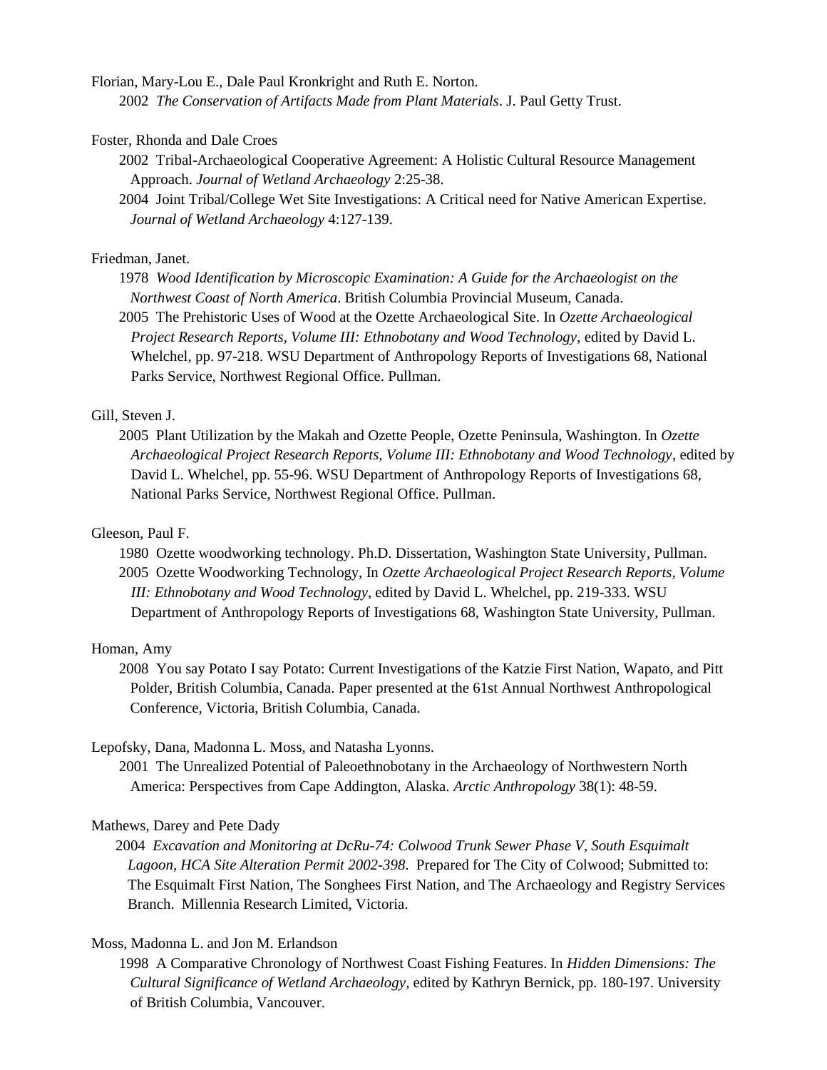Florian, Mary-Lou E., Dale Paul Kronkright and Ruth E. Norton.

2002 *The Conservation of Artifacts Made from Plant Materials*. J. Paul Getty Trust.

Foster, Rhonda and Dale Croes

2002 Tribal-Archaeological Cooperative Agreement: A Holistic Cultural Resource Management Approach. *Journal of Wetland Archaeology* 2:25-38.

2004 Joint Tribal/College Wet Site Investigations: A Critical need for Native American Expertise. *Journal of Wetland Archaeology* 4:127-139.

Friedman, Janet.

1978 *Wood Identification by Microscopic Examination: A Guide for the Archaeologist on the Northwest Coast of North America*. British Columbia Provincial Museum, Canada.

2005 The Prehistoric Uses of Wood at the Ozette Archaeological Site. In *Ozette Archaeological Project Research Reports, Volume III: Ethnobotany and Wood Technology*, edited by David L. Whelchel, pp. 97-218. WSU Department of Anthropology Reports of Investigations 68, National Parks Service, Northwest Regional Office. Pullman.

Gill, Steven J.

2005 Plant Utilization by the Makah and Ozette People, Ozette Peninsula, Washington. In *Ozette Archaeological Project Research Reports, Volume III: Ethnobotany and Wood Technology*, edited by David L. Whelchel, pp. 55-96. WSU Department of Anthropology Reports of Investigations 68, National Parks Service, Northwest Regional Office. Pullman.

Gleeson, Paul F.

1980 Ozette woodworking technology. Ph.D. Dissertation, Washington State University, Pullman.

2005 Ozette Woodworking Technology, In *Ozette Archaeological Project Research Reports, Volume III: Ethnobotany and Wood Technology*, edited by David L. Whelchel, pp. 219-333. WSU Department of Anthropology Reports of Investigations 68, Washington State University, Pullman.

Homan, Amy

2008 You say Potato I say Potato: Current Investigations of the Katzie First Nation, Wapato, and Pitt Polder, British Columbia, Canada. Paper presented at the 61st Annual Northwest Anthropological Conference, Victoria, British Columbia, Canada.

Lepofsky, Dana, Madonna L. Moss, and Natasha Lyonns.

2001 The Unrealized Potential of Paleoethnobotany in the Archaeology of Northwestern North America: Perspectives from Cape Addington, Alaska. *Arctic Anthropology* 38(1): 48-59.

Mathews, Darey and Pete Dady

2004 *Excavation and Monitoring at DcRu-74: Colwood Trunk Sewer Phase V, South Esquimalt Lagoon, HCA Site Alteration Permit 2002-398*. Prepared for The City of Colwood; Submitted to: The Esquimalt First Nation, The Songhees First Nation, and The Archaeology and Registry Services Branch. Millennia Research Limited, Victoria.

Moss, Madonna L. and Jon M. Erlandson

1998 A Comparative Chronology of Northwest Coast Fishing Features. In *Hidden Dimensions: The Cultural Significance of Wetland Archaeology*, edited by Kathryn Bernick, pp. 180-197. University of British Columbia, Vancouver.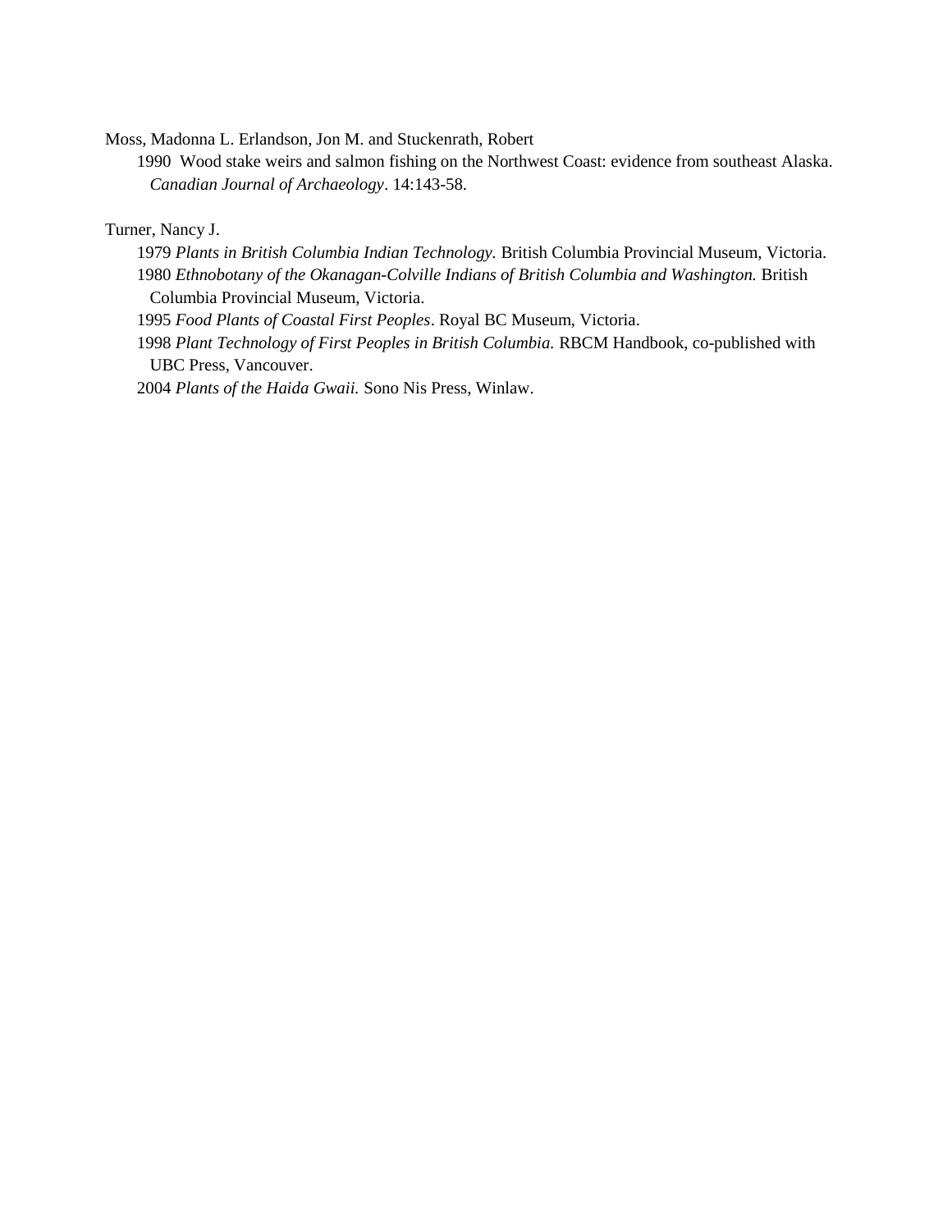Moss, Madonna L. Erlandson, Jon M. and Stuckenrath, Robert

1990 Wood stake weirs and salmon fishing on the Northwest Coast: evidence from southeast Alaska. *Canadian Journal of Archaeology*. 14:143-58.

Turner, Nancy J.

1979 *Plants in British Columbia Indian Technology.* British Columbia Provincial Museum, Victoria.

1980 *Ethnobotany of the Okanagan-Colville Indians of British Columbia and Washington.* British Columbia Provincial Museum, Victoria.

1995 *Food Plants of Coastal First Peoples*. Royal BC Museum, Victoria.

1998 *Plant Technology of First Peoples in British Columbia.* RBCM Handbook, co-published with UBC Press, Vancouver.

2004 *Plants of the Haida Gwaii.* Sono Nis Press, Winlaw.